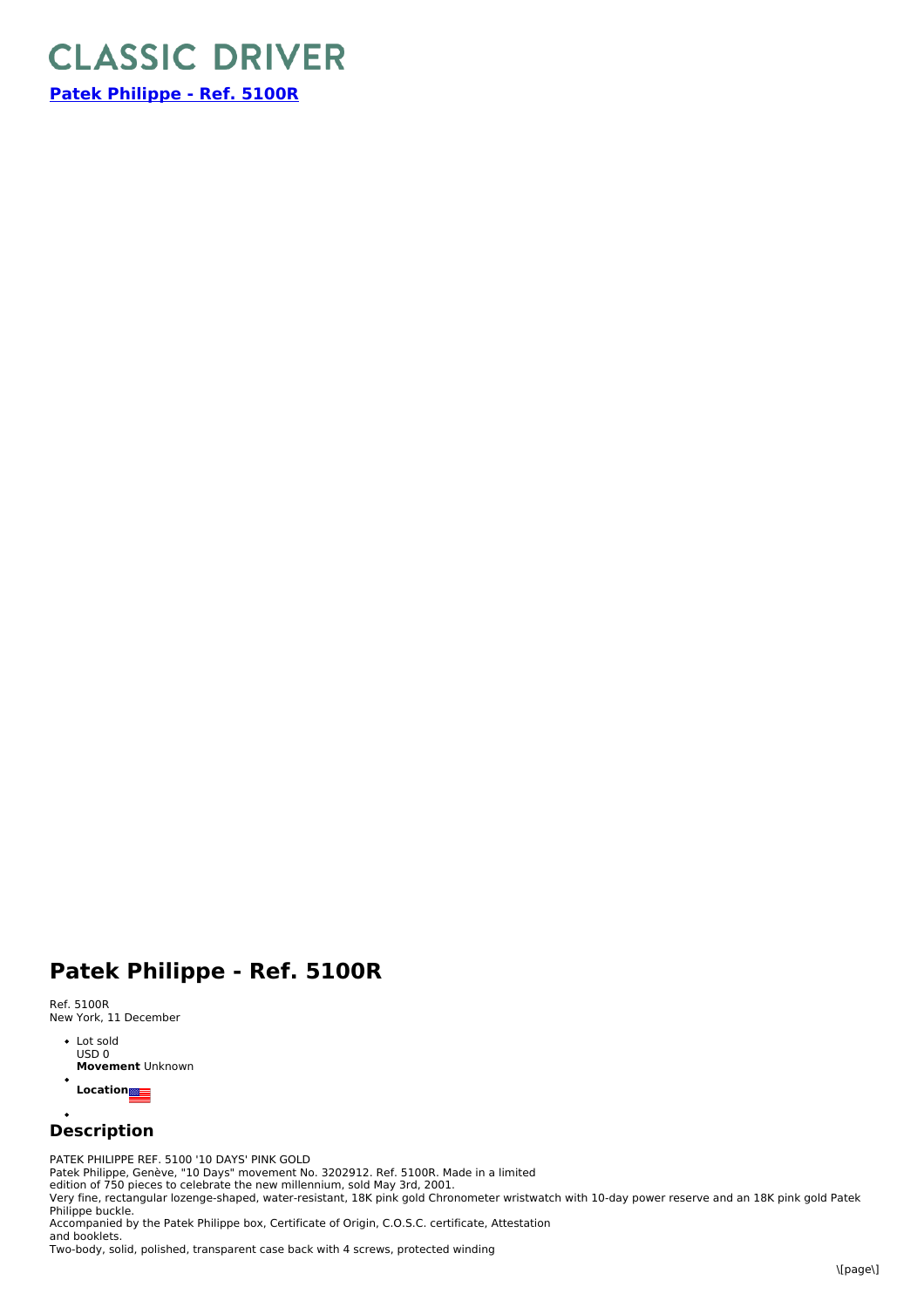# CLASSIC DRIVER

**[Patek Philippe - Ref. 5100R](#)**

## Patek Philippe - Ref. 5100R

Ref. 5100R
New York, 11 December

- Lot sold
  USD 0
  **Movement** Unknown
- **Location**
- 

## Description

PATEK PHILIPPE REF. 5100 '10 DAYS' PINK GOLD
Patek Philippe, Genève, "10 Days" movement No. 3202912. Ref. 5100R. Made in a limited edition of 750 pieces to celebrate the new millennium, sold May 3rd, 2001.
Very fine, rectangular lozenge-shaped, water-resistant, 18K pink gold Chronometer wristwatch with 10-day power reserve and an 18K pink gold Patek Philippe buckle.
Accompanied by the Patek Philippe box, Certificate of Origin, C.O.S.C. certificate, Attestation and booklets.
Two-body, solid, polished, transparent case back with 4 screws, protected winding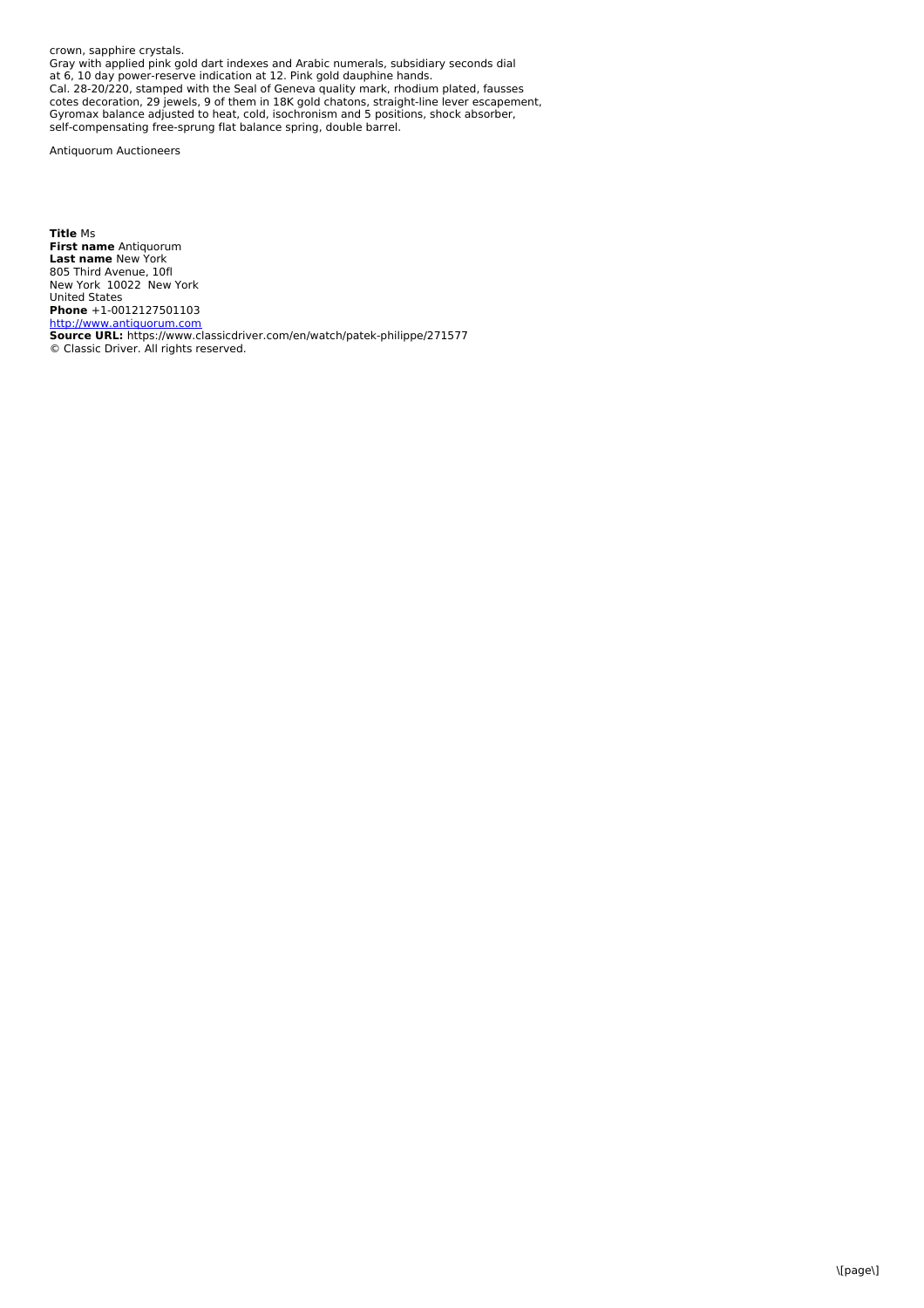crown, sapphire crystals.
Gray with applied pink gold dart indexes and Arabic numerals, subsidiary seconds dial at 6, 10 day power-reserve indication at 12. Pink gold dauphine hands.
Cal. 28-20/220, stamped with the Seal of Geneva quality mark, rhodium plated, fausses cotes decoration, 29 jewels, 9 of them in 18K gold chatons, straight-line lever escapement, Gyromax balance adjusted to heat, cold, isochronism and 5 positions, shock absorber, self-compensating free-sprung flat balance spring, double barrel.

Antiquorum Auctioneers

**Title** Ms
**First name** Antiquorum
**Last name** New York
805 Third Avenue, 10fl
New York 10022 New York
United States
**Phone** +1-0012127501103
http://www.antiquorum.com
**Source URL:** https://www.classicdriver.com/en/watch/patek-philippe/271577
© Classic Driver. All rights reserved.